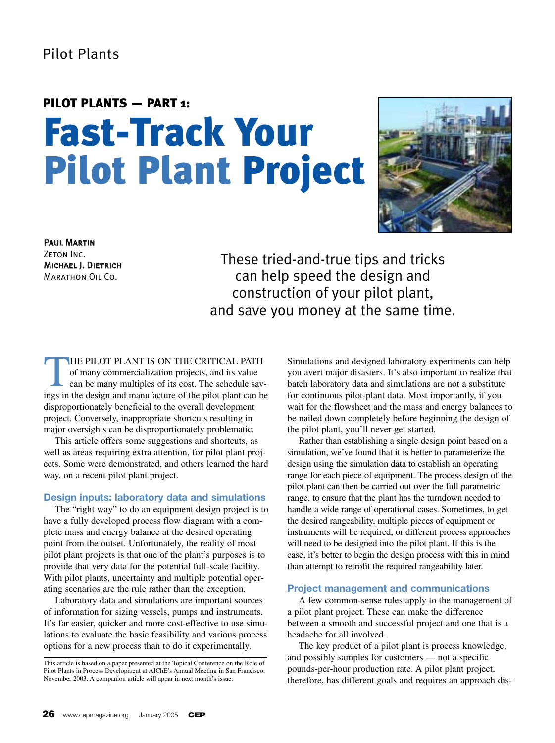## PILOT PLANTS — PART 1:

# Fast-Track Your Pilot Plant Project

**Paul Martin**
Zeton Inc.
**Michael J. Dietrich**
Marathon Oil Co.

These tried-and-true tips and tricks can help speed the design and construction of your pilot plant, and save you money at the same time.

The pilot plant is on the critical path of many commercialization projects, and its value can be many multiples of its cost. The schedule savings in the design and manufacture of the pilot plant can be disproportionately beneficial to the overall development project. Conversely, inappropriate shortcuts resulting in major oversights can be disproportionately problematic.

This article offers some suggestions and shortcuts, as well as areas requiring extra attention, for pilot plant projects. Some were demonstrated, and others learned the hard way, on a recent pilot plant project.

### Design inputs: laboratory data and simulations

The "right way" to do an equipment design project is to have a fully developed process flow diagram with a complete mass and energy balance at the desired operating point from the outset. Unfortunately, the reality of most pilot plant projects is that one of the plant's purposes is to provide that very data for the potential full-scale facility. With pilot plants, uncertainty and multiple potential operating scenarios are the rule rather than the exception.

Laboratory data and simulations are important sources of information for sizing vessels, pumps and instruments. It's far easier, quicker and more cost-effective to use simulations to evaluate the basic feasibility and various process options for a new process than to do it experimentally. Simulations and designed laboratory experiments can help you avert major disasters. It's also important to realize that batch laboratory data and simulations are not a substitute for continuous pilot-plant data. Most importantly, if you wait for the flowsheet and the mass and energy balances to be nailed down completely before beginning the design of the pilot plant, you'll never get started.

Rather than establishing a single design point based on a simulation, we've found that it is better to parameterize the design using the simulation data to establish an operating range for each piece of equipment. The process design of the pilot plant can then be carried out over the full parametric range, to ensure that the plant has the turndown needed to handle a wide range of operational cases. Sometimes, to get the desired rangeability, multiple pieces of equipment or instruments will be required, or different process approaches will need to be designed into the pilot plant. If this is the case, it's better to begin the design process with this in mind than attempt to retrofit the required rangeability later.

### Project management and communications

A few common-sense rules apply to the management of a pilot plant project. These can make the difference between a smooth and successful project and one that is a headache for all involved.

The key product of a pilot plant is process knowledge, and possibly samples for customers — not a specific pounds-per-hour production rate. A pilot plant project, therefore, has different goals and requires an approach dis-

This article is based on a paper presented at the Topical Conference on the Role of Pilot Plants in Process Development at AIChE's Annual Meeting in San Francisco, November 2003. A companion article will appear in next month's issue.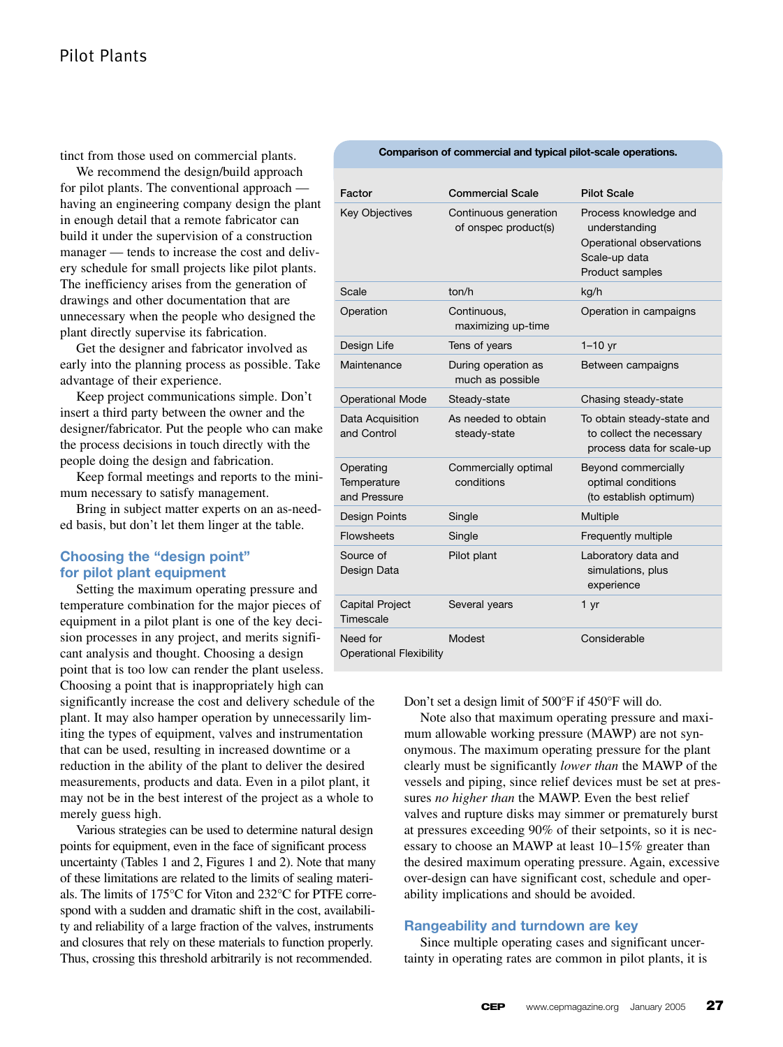tinct from those used on commercial plants.

We recommend the design/build approach for pilot plants. The conventional approach — having an engineering company design the plant in enough detail that a remote fabricator can build it under the supervision of a construction manager — tends to increase the cost and delivery schedule for small projects like pilot plants. The inefficiency arises from the generation of drawings and other documentation that are unnecessary when the people who designed the plant directly supervise its fabrication.

Get the designer and fabricator involved as early into the planning process as possible. Take advantage of their experience.

Keep project communications simple. Don't insert a third party between the owner and the designer/fabricator. Put the people who can make the process decisions in touch directly with the people doing the design and fabrication.

Keep formal meetings and reports to the minimum necessary to satisfy management.

Bring in subject matter experts on an as-needed basis, but don't let them linger at the table.

**Comparison of commercial and typical pilot-scale operations.**

| Factor | Commercial Scale | Pilot Scale |
|---|---|---|
| Key Objectives | Continuous generation of onspec product(s) | Process knowledge and understanding<br>Operational observations<br>Scale-up data<br>Product samples |
| Scale | ton/h | kg/h |
| Operation | Continuous, maximizing up-time | Operation in campaigns |
| Design Life | Tens of years | 1–10 yr |
| Maintenance | During operation as much as possible | Between campaigns |
| Operational Mode | Steady-state | Chasing steady-state |
| Data Acquisition and Control | As needed to obtain steady-state | To obtain steady-state and to collect the necessary process data for scale-up |
| Operating Temperature and Pressure | Commercially optimal conditions | Beyond commercially optimal conditions (to establish optimum) |
| Design Points | Single | Multiple |
| Flowsheets | Single | Frequently multiple |
| Source of Design Data | Pilot plant | Laboratory data and simulations, plus experience |
| Capital Project Timescale | Several years | 1 yr |
| Need for Operational Flexibility | Modest | Considerable |

## Choosing the "design point" for pilot plant equipment

Setting the maximum operating pressure and temperature combination for the major pieces of equipment in a pilot plant is one of the key decision processes in any project, and merits significant analysis and thought. Choosing a design point that is too low can render the plant useless. Choosing a point that is inappropriately high can significantly increase the cost and delivery schedule of the plant. It may also hamper operation by unnecessarily limiting the types of equipment, valves and instrumentation that can be used, resulting in increased downtime or a reduction in the ability of the plant to deliver the desired measurements, products and data. Even in a pilot plant, it may not be in the best interest of the project as a whole to merely guess high.

Various strategies can be used to determine natural design points for equipment, even in the face of significant process uncertainty (Tables 1 and 2, Figures 1 and 2). Note that many of these limitations are related to the limits of sealing materials. The limits of 175°C for Viton and 232°C for PTFE correspond with a sudden and dramatic shift in the cost, availability and reliability of a large fraction of the valves, instruments and closures that rely on these materials to function properly. Thus, crossing this threshold arbitrarily is not recommended. Don't set a design limit of 500°F if 450°F will do.

Note also that maximum operating pressure and maximum allowable working pressure (MAWP) are not synonymous. The maximum operating pressure for the plant clearly must be significantly *lower than* the MAWP of the vessels and piping, since relief devices must be set at pressures *no higher than* the MAWP. Even the best relief valves and rupture disks may simmer or prematurely burst at pressures exceeding 90% of their setpoints, so it is necessary to choose an MAWP at least 10–15% greater than the desired maximum operating pressure. Again, excessive over-design can have significant cost, schedule and operability implications and should be avoided.

## Rangeability and turndown are key

Since multiple operating cases and significant uncertainty in operating rates are common in pilot plants, it is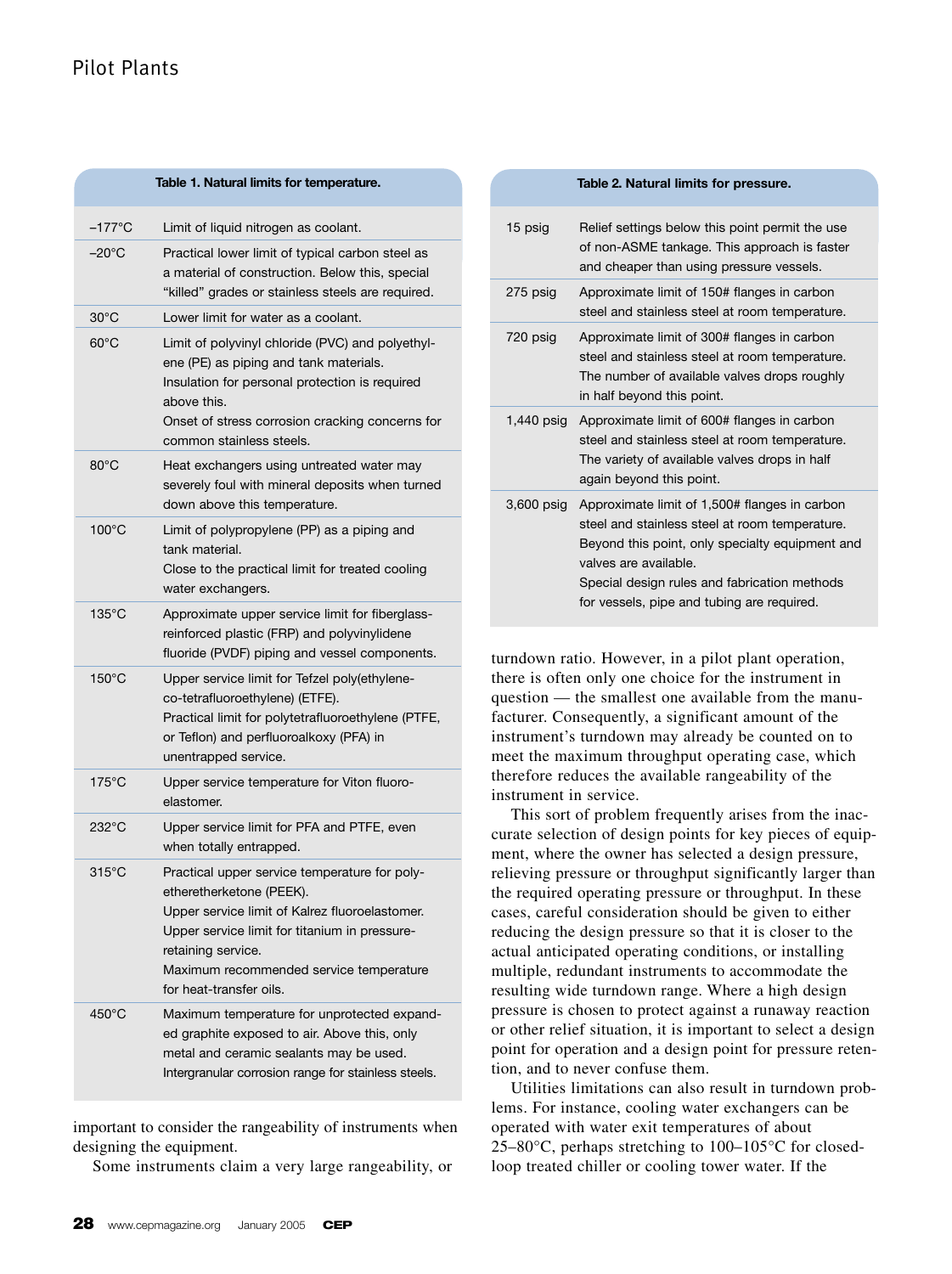**Table 1. Natural limits for temperature.**

| | |
|---|---|
| –177°C | Limit of liquid nitrogen as coolant. |
| –20°C | Practical lower limit of typical carbon steel as a material of construction. Below this, special "killed" grades or stainless steels are required. |
| 30°C | Lower limit for water as a coolant. |
| 60°C | Limit of polyvinyl chloride (PVC) and polyethylene (PE) as piping and tank materials. Insulation for personal protection is required above this. Onset of stress corrosion cracking concerns for common stainless steels. |
| 80°C | Heat exchangers using untreated water may severely foul with mineral deposits when turned down above this temperature. |
| 100°C | Limit of polypropylene (PP) as a piping and tank material. Close to the practical limit for treated cooling water exchangers. |
| 135°C | Approximate upper service limit for fiberglass-reinforced plastic (FRP) and polyvinylidene fluoride (PVDF) piping and vessel components. |
| 150°C | Upper service limit for Tefzel poly(ethylene-co-tetrafluoroethylene) (ETFE). Practical limit for polytetrafluoroethylene (PTFE, or Teflon) and perfluoroalkoxy (PFA) in unentrapped service. |
| 175°C | Upper service temperature for Viton fluoroelastomer. |
| 232°C | Upper service limit for PFA and PTFE, even when totally entrapped. |
| 315°C | Practical upper service temperature for polyetheretherketone (PEEK). Upper service limit of Kalrez fluoroelastomer. Upper service limit for titanium in pressure-retaining service. Maximum recommended service temperature for heat-transfer oils. |
| 450°C | Maximum temperature for unprotected expanded graphite exposed to air. Above this, only metal and ceramic sealants may be used. Intergranular corrosion range for stainless steels. |

**Table 2. Natural limits for pressure.**

| | |
|---|---|
| 15 psig | Relief settings below this point permit the use of non-ASME tankage. This approach is faster and cheaper than using pressure vessels. |
| 275 psig | Approximate limit of 150# flanges in carbon steel and stainless steel at room temperature. |
| 720 psig | Approximate limit of 300# flanges in carbon steel and stainless steel at room temperature. The number of available valves drops roughly in half beyond this point. |
| 1,440 psig | Approximate limit of 600# flanges in carbon steel and stainless steel at room temperature. The variety of available valves drops in half again beyond this point. |
| 3,600 psig | Approximate limit of 1,500# flanges in carbon steel and stainless steel at room temperature. Beyond this point, only specialty equipment and valves are available. Special design rules and fabrication methods for vessels, pipe and tubing are required. |

important to consider the rangeability of instruments when designing the equipment.

Some instruments claim a very large rangeability, or turndown ratio. However, in a pilot plant operation, there is often only one choice for the instrument in question — the smallest one available from the manufacturer. Consequently, a significant amount of the instrument's turndown may already be counted on to meet the maximum throughput operating case, which therefore reduces the available rangeability of the instrument in service.

This sort of problem frequently arises from the inaccurate selection of design points for key pieces of equipment, where the owner has selected a design pressure, relieving pressure or throughput significantly larger than the required operating pressure or throughput. In these cases, careful consideration should be given to either reducing the design pressure so that it is closer to the actual anticipated operating conditions, or installing multiple, redundant instruments to accommodate the resulting wide turndown range. Where a high design pressure is chosen to protect against a runaway reaction or other relief situation, it is important to select a design point for operation and a design point for pressure retention, and to never confuse them.

Utilities limitations can also result in turndown problems. For instance, cooling water exchangers can be operated with water exit temperatures of about 25–80°C, perhaps stretching to 100–105°C for closed-loop treated chiller or cooling tower water. If the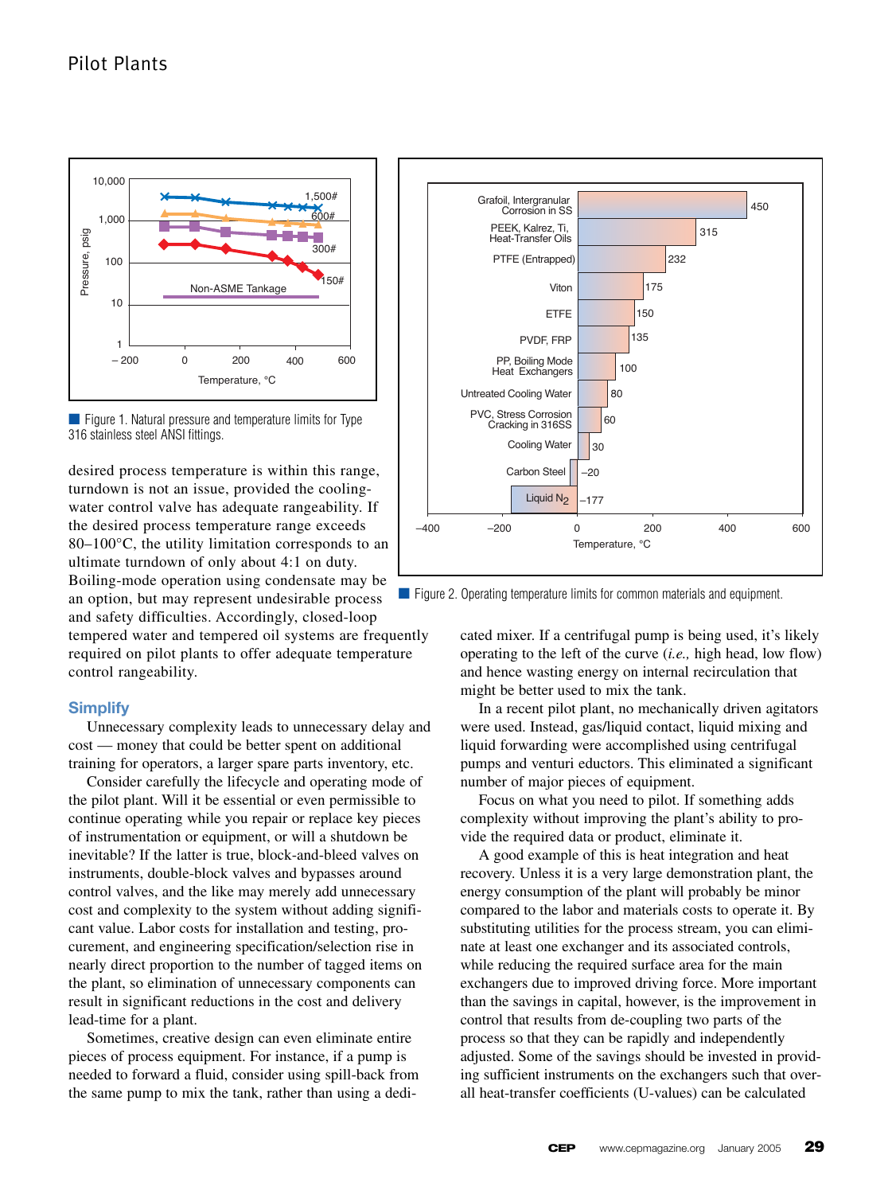Figure 1. Natural pressure and temperature limits for Type 316 stainless steel ANSI fittings.

Figure 2. Operating temperature limits for common materials and equipment.

desired process temperature is within this range, turndown is not an issue, provided the cooling-water control valve has adequate rangeability. If the desired process temperature range exceeds 80–100°C, the utility limitation corresponds to an ultimate turndown of only about 4:1 on duty. Boiling-mode operation using condensate may be an option, but may represent undesirable process and safety difficulties. Accordingly, closed-loop tempered water and tempered oil systems are frequently required on pilot plants to offer adequate temperature control rangeability.

## Simplify

Unnecessary complexity leads to unnecessary delay and cost — money that could be better spent on additional training for operators, a larger spare parts inventory, etc.

Consider carefully the lifecycle and operating mode of the pilot plant. Will it be essential or even permissible to continue operating while you repair or replace key pieces of instrumentation or equipment, or will a shutdown be inevitable? If the latter is true, block-and-bleed valves on instruments, double-block valves and bypasses around control valves, and the like may merely add unnecessary cost and complexity to the system without adding significant value. Labor costs for installation and testing, procurement, and engineering specification/selection rise in nearly direct proportion to the number of tagged items on the plant, so elimination of unnecessary components can result in significant reductions in the cost and delivery lead-time for a plant.

Sometimes, creative design can even eliminate entire pieces of process equipment. For instance, if a pump is needed to forward a fluid, consider using spill-back from the same pump to mix the tank, rather than using a dedicated mixer. If a centrifugal pump is being used, it's likely operating to the left of the curve (*i.e.,* high head, low flow) and hence wasting energy on internal recirculation that might be better used to mix the tank.

In a recent pilot plant, no mechanically driven agitators were used. Instead, gas/liquid contact, liquid mixing and liquid forwarding were accomplished using centrifugal pumps and venturi eductors. This eliminated a significant number of major pieces of equipment.

Focus on what you need to pilot. If something adds complexity without improving the plant's ability to provide the required data or product, eliminate it.

A good example of this is heat integration and heat recovery. Unless it is a very large demonstration plant, the energy consumption of the plant will probably be minor compared to the labor and materials costs to operate it. By substituting utilities for the process stream, you can eliminate at least one exchanger and its associated controls, while reducing the required surface area for the main exchangers due to improved driving force. More important than the savings in capital, however, is the improvement in control that results from de-coupling two parts of the process so that they can be rapidly and independently adjusted. Some of the savings should be invested in providing sufficient instruments on the exchangers such that overall heat-transfer coefficients (U-values) can be calculated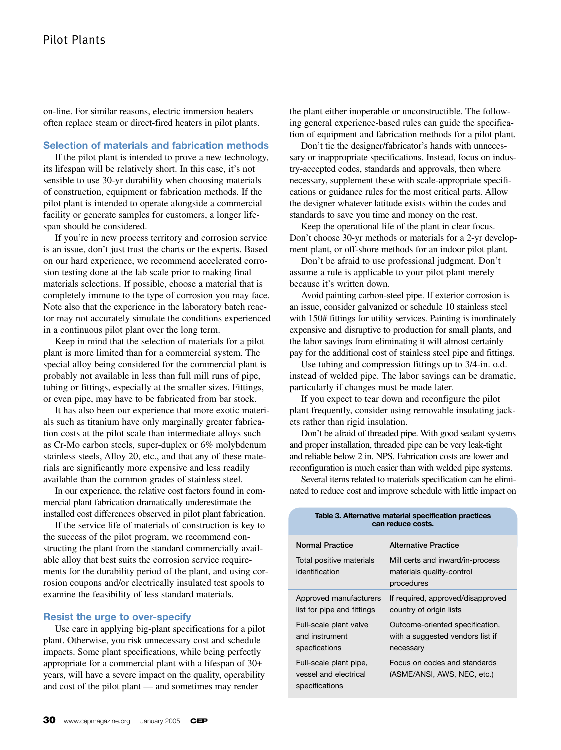on-line. For similar reasons, electric immersion heaters often replace steam or direct-fired heaters in pilot plants.

## Selection of materials and fabrication methods

If the pilot plant is intended to prove a new technology, its lifespan will be relatively short. In this case, it's not sensible to use 30-yr durability when choosing materials of construction, equipment or fabrication methods. If the pilot plant is intended to operate alongside a commercial facility or generate samples for customers, a longer lifespan should be considered.

If you're in new process territory and corrosion service is an issue, don't just trust the charts or the experts. Based on our hard experience, we recommend accelerated corrosion testing done at the lab scale prior to making final materials selections. If possible, choose a material that is completely immune to the type of corrosion you may face. Note also that the experience in the laboratory batch reactor may not accurately simulate the conditions experienced in a continuous pilot plant over the long term.

Keep in mind that the selection of materials for a pilot plant is more limited than for a commercial system. The special alloy being considered for the commercial plant is probably not available in less than full mill runs of pipe, tubing or fittings, especially at the smaller sizes. Fittings, or even pipe, may have to be fabricated from bar stock.

It has also been our experience that more exotic materials such as titanium have only marginally greater fabrication costs at the pilot scale than intermediate alloys such as Cr-Mo carbon steels, super-duplex or 6% molybdenum stainless steels, Alloy 20, etc., and that any of these materials are significantly more expensive and less readily available than the common grades of stainless steel.

In our experience, the relative cost factors found in commercial plant fabrication dramatically underestimate the installed cost differences observed in pilot plant fabrication.

If the service life of materials of construction is key to the success of the pilot program, we recommend constructing the plant from the standard commercially available alloy that best suits the corrosion service requirements for the durability period of the plant, and using corrosion coupons and/or electrically insulated test spools to examine the feasibility of less standard materials.

## Resist the urge to over-specify

Use care in applying big-plant specifications for a pilot plant. Otherwise, you risk unnecessary cost and schedule impacts. Some plant specifications, while being perfectly appropriate for a commercial plant with a lifespan of 30+ years, will have a severe impact on the quality, operability and cost of the pilot plant — and sometimes may render the plant either inoperable or unconstructible. The following general experience-based rules can guide the specification of equipment and fabrication methods for a pilot plant.

Don't tie the designer/fabricator's hands with unnecessary or inappropriate specifications. Instead, focus on industry-accepted codes, standards and approvals, then where necessary, supplement these with scale-appropriate specifications or guidance rules for the most critical parts. Allow the designer whatever latitude exists within the codes and standards to save you time and money on the rest.

Keep the operational life of the plant in clear focus. Don't choose 30-yr methods or materials for a 2-yr development plant, or off-shore methods for an indoor pilot plant.

Don't be afraid to use professional judgment. Don't assume a rule is applicable to your pilot plant merely because it's written down.

Avoid painting carbon-steel pipe. If exterior corrosion is an issue, consider galvanized or schedule 10 stainless steel with 150# fittings for utility services. Painting is inordinately expensive and disruptive to production for small plants, and the labor savings from eliminating it will almost certainly pay for the additional cost of stainless steel pipe and fittings.

Use tubing and compression fittings up to 3/4-in. o.d. instead of welded pipe. The labor savings can be dramatic, particularly if changes must be made later.

If you expect to tear down and reconfigure the pilot plant frequently, consider using removable insulating jackets rather than rigid insulation.

Don't be afraid of threaded pipe. With good sealant systems and proper installation, threaded pipe can be very leak-tight and reliable below 2 in. NPS. Fabrication costs are lower and reconfiguration is much easier than with welded pipe systems.

Several items related to materials specification can be eliminated to reduce cost and improve schedule with little impact on

**Table 3. Alternative material specification practices can reduce costs.**

| Normal Practice | Alternative Practice |
|---|---|
| Total positive materials identification | Mill certs and inward/in-process materials quality-control procedures |
| Approved manufacturers list for pipe and fittings | If required, approved/disapproved country of origin lists |
| Full-scale plant valve and instrument specfications | Outcome-oriented specification, with a suggested vendors list if necessary |
| Full-scale plant pipe, vessel and electrical specifications | Focus on codes and standards (ASME/ANSI, AWS, NEC, etc.) |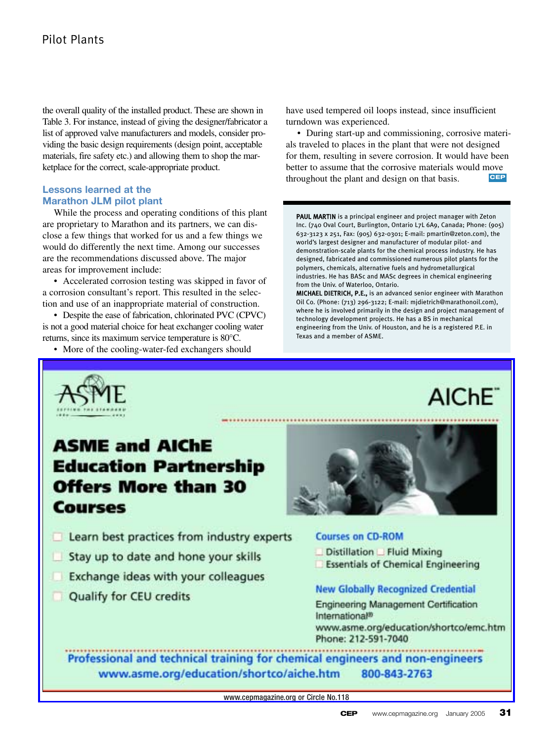the overall quality of the installed product. These are shown in Table 3. For instance, instead of giving the designer/fabricator a list of approved valve manufacturers and models, consider providing the basic design requirements (design point, acceptable materials, fire safety etc.) and allowing them to shop the marketplace for the correct, scale-appropriate product.

### Lessons learned at the Marathon JLM pilot plant

While the process and operating conditions of this plant are proprietary to Marathon and its partners, we can disclose a few things that worked for us and a few things we would do differently the next time. Among our successes are the recommendations discussed above. The major areas for improvement include:

- Accelerated corrosion testing was skipped in favor of a corrosion consultant's report. This resulted in the selection and use of an inappropriate material of construction.
- Despite the ease of fabrication, chlorinated PVC (CPVC) is not a good material choice for heat exchanger cooling water returns, since its maximum service temperature is 80°C.
- More of the cooling-water-fed exchangers should have used tempered oil loops instead, since insufficient turndown was experienced.
- During start-up and commissioning, corrosive materials traveled to places in the plant that were not designed for them, resulting in severe corrosion. It would have been better to assume that the corrosive materials would move throughout the plant and design on that basis.

**PAUL MARTIN** is a principal engineer and project manager with Zeton Inc. (740 Oval Court, Burlington, Ontario L7L 6A9, Canada; Phone: (905) 632-3123 x 251, Fax: (905) 632-0301; E-mail: pmartin@zeton.com), the world's largest designer and manufacturer of modular pilot- and demonstration-scale plants for the chemical process industry. He has designed, fabricated and commissioned numerous pilot plants for the polymers, chemicals, alternative fuels and hydrometallurgical industries. He has BASc and MASc degrees in chemical engineering from the Univ. of Waterloo, Ontario.

**MICHAEL DIETRICH, P.E.,** is an advanced senior engineer with Marathon Oil Co. (Phone: (713) 296-3122; E-mail: mjdietrich@marathonoil.com), where he is involved primarily in the design and project management of technology development projects. He has a BS in mechanical engineering from the Univ. of Houston, and he is a registered P.E. in Texas and a member of ASME.